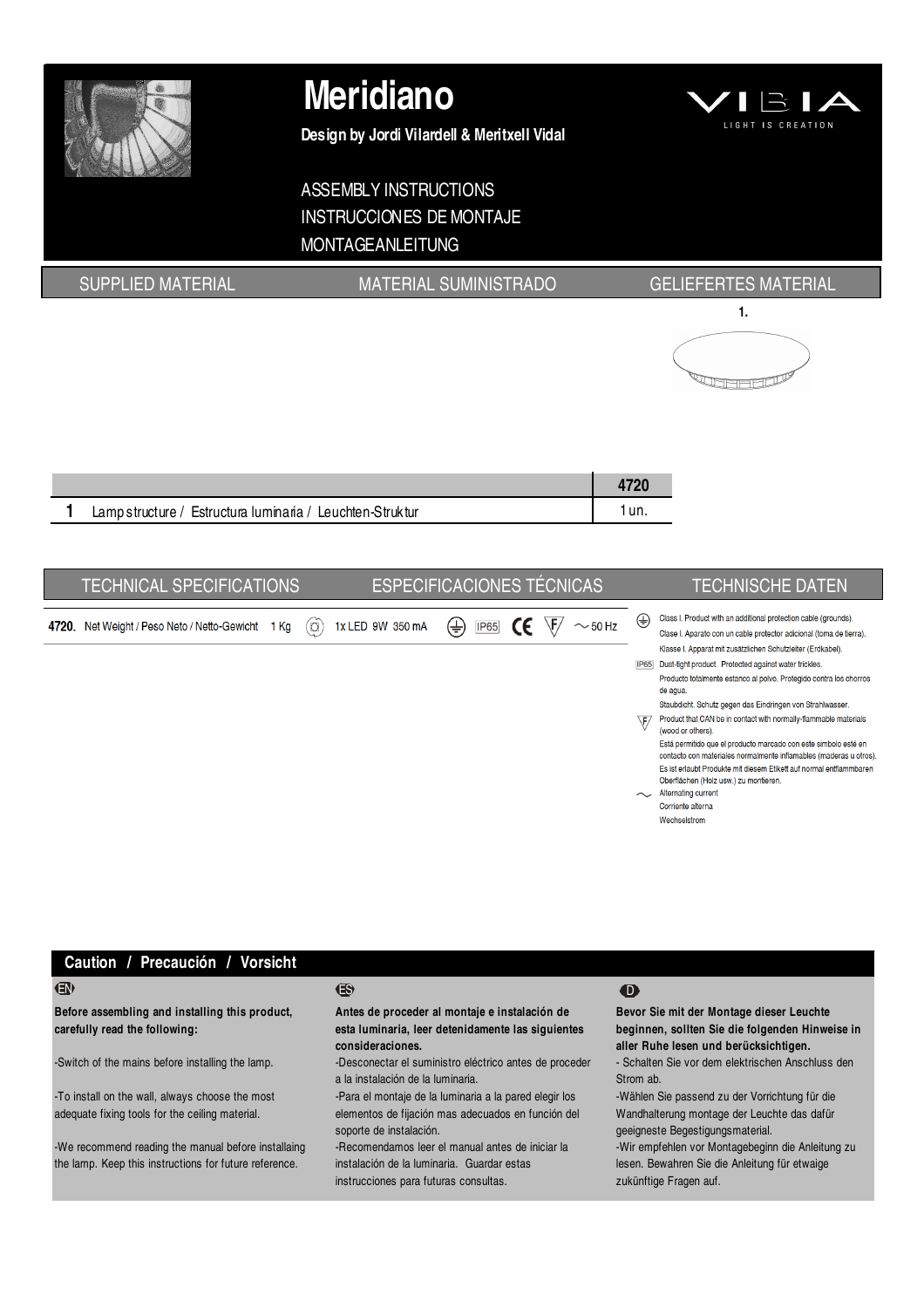# Meridiano

**Design by Jordi Vilardell & Meritxell Vidal**

VIBIA — LIGHT IS CREATION

ASSEMBLY INSTRUCTIONS
INSTRUCCIONES DE MONTAJE
MONTAGEANLEITUNG

## SUPPLIED MATERIAL / MATERIAL SUMINISTRADO / GELIEFERTES MATERIAL

1.

| | | 4720 |
|---|---|---|
| 1 | Lamp structure / Estructura luminaria / Leuchten-Struktur | 1 un. |

## TECHNICAL SPECIFICATIONS / ESPECIFICACIONES TÉCNICAS / TECHNISCHE DATEN

**4720.** Net Weight / Peso Neto / Netto-Gewicht 1 Kg — 1x LED 9W 350 mA — IP65 — CE — F — ~50 Hz

Clase I. Product with an additional protection cable (grounds).
Clase I. Aparato con un cable protector adicional (toma de tierra).
Klasse I. Apparat mit zusätzlichen Schutzleiter (Erdkabel).

IP65 Dust-tight product. Protected against water trickles.
Producto totalmente estanco al polvo. Protegido contra los chorros de agua.
Staubdicht. Schutz gegen das Eindringen von Strahlwasser.

F Product that CAN be in contact with normally-flammable materials (wood or others).
Está permitido que el producto marcado con este símbolo esté en contacto con materiales normalmente inflamables (maderas u otros).
Es ist erlaubt Produkte mit diesem Etikett auf normal entflammbaren Oberflächen (Holz usw.) zu montieren.

~ Alternating current
Corriente alterna
Wechselstrom

## Caution / Precaución / Vorsicht

**EN**

**Before assembling and installing this product, carefully read the following:**

-Switch of the mains before installing the lamp.

-To install on the wall, always choose the most adequate fixing tools for the ceiling material.

-We recommend reading the manual before installaing the lamp. Keep this instructions for future reference.

**ES**

**Antes de proceder al montaje e instalación de esta luminaria, leer detenidamente las siguientes consideraciones.**

-Desconectar el suministro eléctrico antes de proceder a la instalación de la luminaria.

-Para el montaje de la luminaria a la pared elegir los elementos de fijación mas adecuados en función del soporte de instalación.

-Recomendamos leer el manual antes de iniciar la instalación de la luminaria. Guardar estas instrucciones para futuras consultas.

**D**

**Bevor Sie mit der Montage dieser Leuchte beginnen, sollten Sie die folgenden Hinweise in aller Ruhe lesen und berücksichtigen.**

- Schalten Sie vor dem elektrischen Anschluss den Strom ab.

-Wählen Sie passend zu der Vorrichtung für die Wandhalterung montage der Leuchte das dafür geeignete Begestigungsmaterial.

-Wir empfehlen vor Montagebeginn die Anleitung zu lesen. Bewahren Sie die Anleitung für etwaige zukünftige Fragen auf.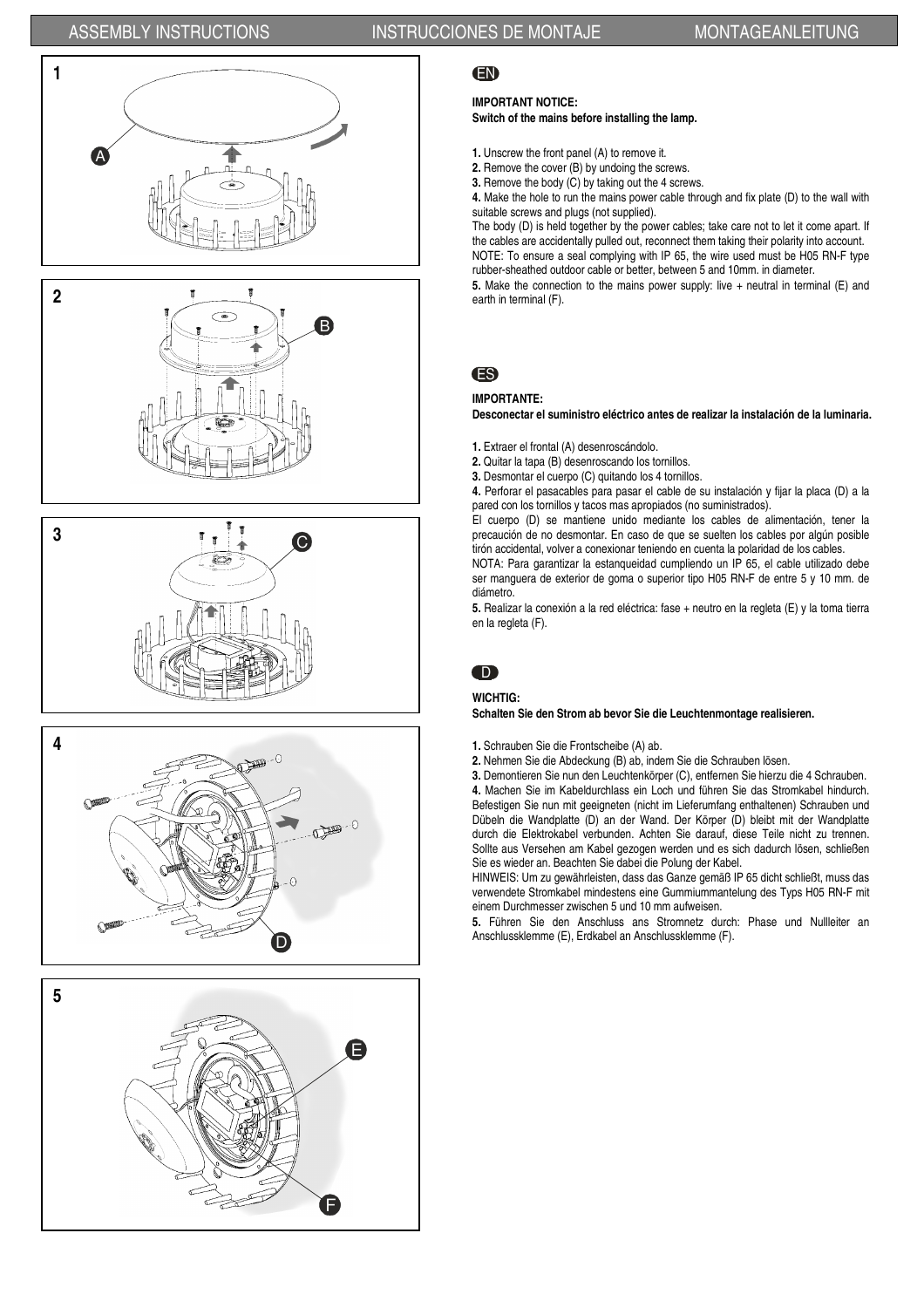# ASSEMBLY INSTRUCTIONS | INSTRUCCIONES DE MONTAJE | MONTAGEANLEITUNG

1

A

2

B

3

C

4

D

5

E

F

## EN

**IMPORTANT NOTICE:**
**Switch of the mains before installing the lamp.**

**1.** Unscrew the front panel (A) to remove it.
**2.** Remove the cover (B) by undoing the screws.
**3.** Remove the body (C) by taking out the 4 screws.
**4.** Make the hole to run the mains power cable through and fix plate (D) to the wall with suitable screws and plugs (not supplied).
The body (D) is held together by the power cables; take care not to let it come apart. If the cables are accidentally pulled out, reconnect them taking their polarity into account.
NOTE: To ensure a seal complying with IP 65, the wire used must be H05 RN-F type rubber-sheathed outdoor cable or better, between 5 and 10mm. in diameter.
**5.** Make the connection to the mains power supply: live + neutral in terminal (E) and earth in terminal (F).

## ES

**IMPORTANTE:**
**Desconectar el suministro eléctrico antes de realizar la instalación de la luminaria.**

**1.** Extraer el frontal (A) desenroscándolo.
**2.** Quitar la tapa (B) desenroscando los tornillos.
**3.** Desmontar el cuerpo (C) quitando los 4 tornillos.
**4.** Perforar el pasacables para pasar el cable de su instalación y fijar la placa (D) a la pared con los tornillos y tacos mas apropiados (no suministrados).
El cuerpo (D) se mantiene unido mediante los cables de alimentación, tener la precaución de no desmontar. En caso de que se suelten los cables por algún posible tirón accidental, volver a conexionar teniendo en cuenta la polaridad de los cables.
NOTA: Para garantizar la estanqueidad cumpliendo un IP 65, el cable utilizado debe ser manguera de exterior de goma o superior tipo H05 RN-F de entre 5 y 10 mm. de diámetro.
**5.** Realizar la conexión a la red eléctrica: fase + neutro en la regleta (E) y la toma tierra en la regleta (F).

## D

**WICHTIG:**
**Schalten Sie den Strom ab bevor Sie die Leuchtenmontage realisieren.**

**1.** Schrauben Sie die Frontscheibe (A) ab.
**2.** Nehmen Sie die Abdeckung (B) ab, indem Sie die Schrauben lösen.
**3.** Demontieren Sie nun den Leuchtenkörper (C), entfernen Sie hierzu die 4 Schrauben.
**4.** Machen Sie im Kabeldurchlass ein Loch und führen Sie das Stromkabel hindurch. Befestigen Sie nun mit geeigneten (nicht im Lieferumfang enthaltenen) Schrauben und Dübeln die Wandplatte (D) an der Wand. Der Körper (D) bleibt mit der Wandplatte durch die Elektrokabel verbunden. Achten Sie darauf, diese Teile nicht zu trennen. Sollte aus Versehen am Kabel gezogen werden und es sich dadurch lösen, schließen Sie es wieder an. Beachten Sie dabei die Polung der Kabel.
HINWEIS: Um zu gewährleisten, dass das Ganze gemäß IP 65 dicht schließt, muss das verwendete Stromkabel mindestens eine Gummiummantelung des Typs H05 RN-F mit einem Durchmesser zwischen 5 und 10 mm aufweisen.
**5.** Führen Sie den Anschluss ans Stromnetz durch: Phase und Nullleiter an Anschlussklemme (E), Erdkabel an Anschlussklemme (F).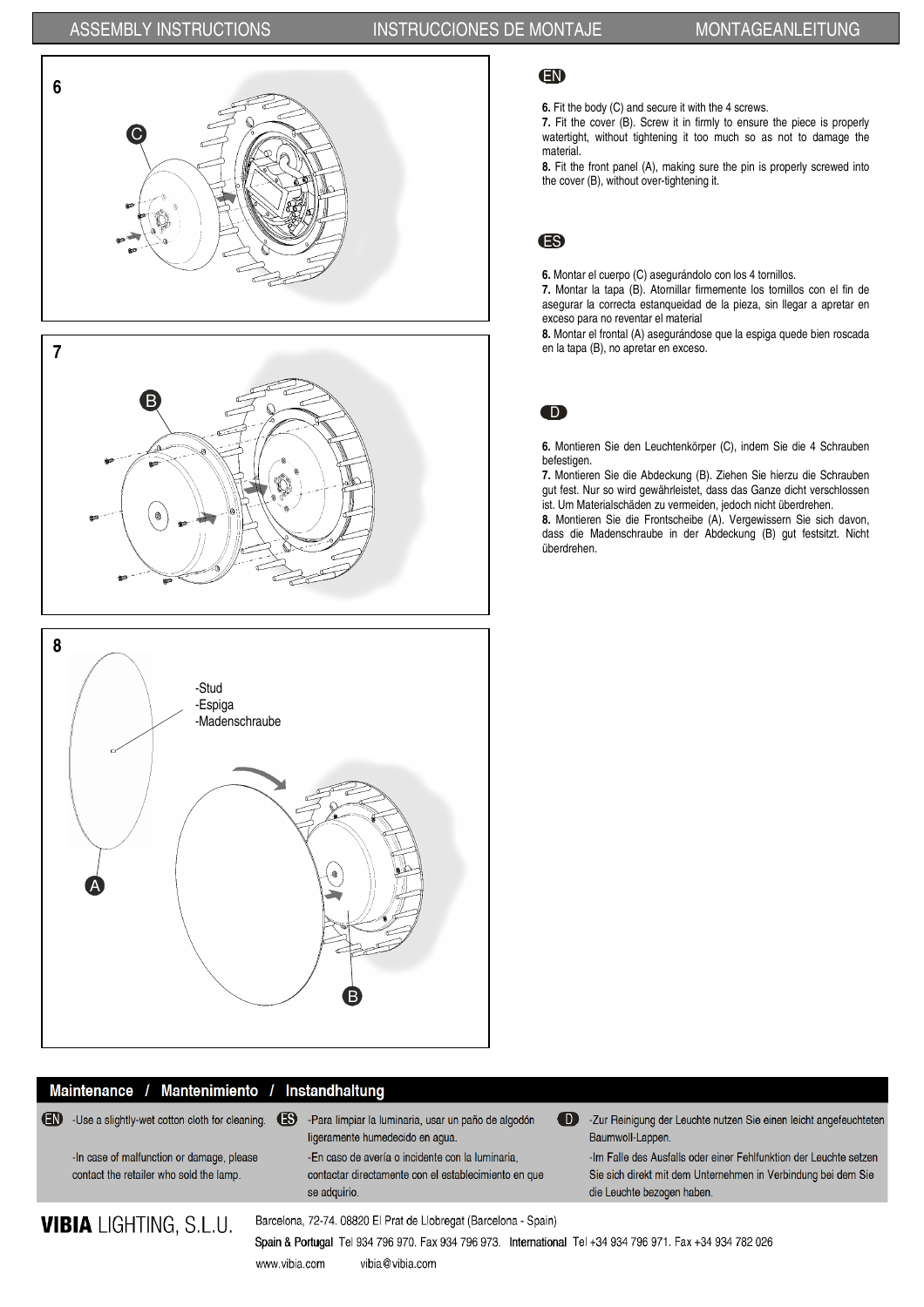ASSEMBLY INSTRUCTIONS — INSTRUCCIONES DE MONTAJE — MONTAGEANLEITUNG

6

C

7

B

8

-Stud
-Espiga
-Madenschraube

A

B

## EN

**6.** Fit the body (C) and secure it with the 4 screws.
**7.** Fit the cover (B). Screw it in firmly to ensure the piece is properly watertight, without tightening it too much so as not to damage the material.
**8.** Fit the front panel (A), making sure the pin is properly screwed into the cover (B), without over-tightening it.

## ES

**6.** Montar el cuerpo (C) asegurándolo con los 4 tornillos.
**7.** Montar la tapa (B). Atornillar firmemente los tornillos con el fin de asegurar la correcta estanqueidad de la pieza, sin llegar a apretar en exceso para no reventar el material
**8.** Montar el frontal (A) asegurándose que la espiga quede bien roscada en la tapa (B), no apretar en exceso.

## D

**6.** Montieren Sie den Leuchtenkörper (C), indem Sie die 4 Schrauben befestigen.
**7.** Montieren Sie die Abdeckung (B). Ziehen Sie hierzu die Schrauben gut fest. Nur so wird gewährleistet, dass das Ganze dicht verschlossen ist. Um Materialschäden zu vermeiden, jedoch nicht überdrehen.
**8.** Montieren Sie die Frontscheibe (A). Vergewissern Sie sich davon, dass die Madenschraube in der Abdeckung (B) gut festsitzt. Nicht überdrehen.

## Maintenance / Mantenimiento / Instandhaltung

**EN**
- Use a slightly-wet cotton cloth for cleaning.
- In case of malfunction or damage, please contact the retailer who sold the lamp.

**ES**
- Para limpiar la luminaria, usar un paño de algodón ligeramente humedecido en agua.
- En caso de avería o incidente con la luminaria, contactar directamente con el establecimiento en que se adquirio.

**D**
- Zur Reinigung der Leuchte nutzen Sie einen leicht angefeuchteten Baumwoll-Lappen.
- Im Falle des Ausfalls oder einer Fehlfunktion der Leuchte setzen Sie sich direkt mit dem Unternehmen in Verbindung bei dem Sie die Leuchte bezogen haben.

**VIBIA** LIGHTING, S.L.U.

Barcelona, 72-74. 08820 El Prat de Llobregat (Barcelona - Spain)
**Spain & Portugal** Tel 934 796 970. Fax 934 796 973. **International** Tel +34 934 796 971. Fax +34 934 782 026
www.vibia.com vibia@vibia.com